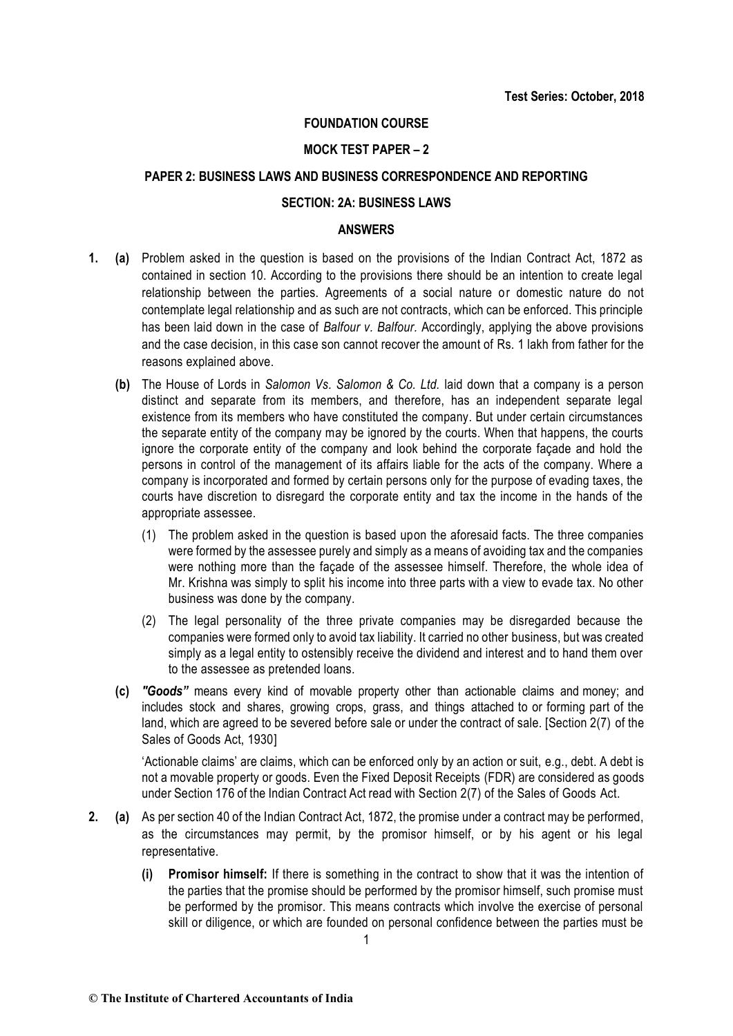**Test Series: October, 2018**

# FOUNDATION COURSE

## MOCK TEST PAPER – 2

## PAPER 2: BUSINESS LAWS AND BUSINESS CORRESPONDENCE AND REPORTING

## SECTION: 2A: BUSINESS LAWS

## ANSWERS

**1. (a)** Problem asked in the question is based on the provisions of the Indian Contract Act, 1872 as contained in section 10. According to the provisions there should be an intention to create legal relationship between the parties. Agreements of a social nature or domestic nature do not contemplate legal relationship and as such are not contracts, which can be enforced. This principle has been laid down in the case of *Balfour v. Balfour.* Accordingly, applying the above provisions and the case decision, in this case son cannot recover the amount of Rs. 1 lakh from father for the reasons explained above.

**(b)** The House of Lords in *Salomon Vs. Salomon & Co. Ltd.* laid down that a company is a person distinct and separate from its members, and therefore, has an independent separate legal existence from its members who have constituted the company. But under certain circumstances the separate entity of the company may be ignored by the courts. When that happens, the courts ignore the corporate entity of the company and look behind the corporate façade and hold the persons in control of the management of its affairs liable for the acts of the company. Where a company is incorporated and formed by certain persons only for the purpose of evading taxes, the courts have discretion to disregard the corporate entity and tax the income in the hands of the appropriate assessee.

(1) The problem asked in the question is based upon the aforesaid facts. The three companies were formed by the assessee purely and simply as a means of avoiding tax and the companies were nothing more than the façade of the assessee himself. Therefore, the whole idea of Mr. Krishna was simply to split his income into three parts with a view to evade tax. No other business was done by the company.

(2) The legal personality of the three private companies may be disregarded because the companies were formed only to avoid tax liability. It carried no other business, but was created simply as a legal entity to ostensibly receive the dividend and interest and to hand them over to the assessee as pretended loans.

**(c)** ***"Goods"*** means every kind of movable property other than actionable claims and money; and includes stock and shares, growing crops, grass, and things attached to or forming part of the land, which are agreed to be severed before sale or under the contract of sale. [Section 2(7) of the Sales of Goods Act, 1930]

'Actionable claims' are claims, which can be enforced only by an action or suit, e.g., debt. A debt is not a movable property or goods. Even the Fixed Deposit Receipts (FDR) are considered as goods under Section 176 of the Indian Contract Act read with Section 2(7) of the Sales of Goods Act.

**2. (a)** As per section 40 of the Indian Contract Act, 1872, the promise under a contract may be performed, as the circumstances may permit, by the promisor himself, or by his agent or his legal representative.

**(i) Promisor himself:** If there is something in the contract to show that it was the intention of the parties that the promise should be performed by the promisor himself, such promise must be performed by the promisor. This means contracts which involve the exercise of personal skill or diligence, or which are founded on personal confidence between the parties must be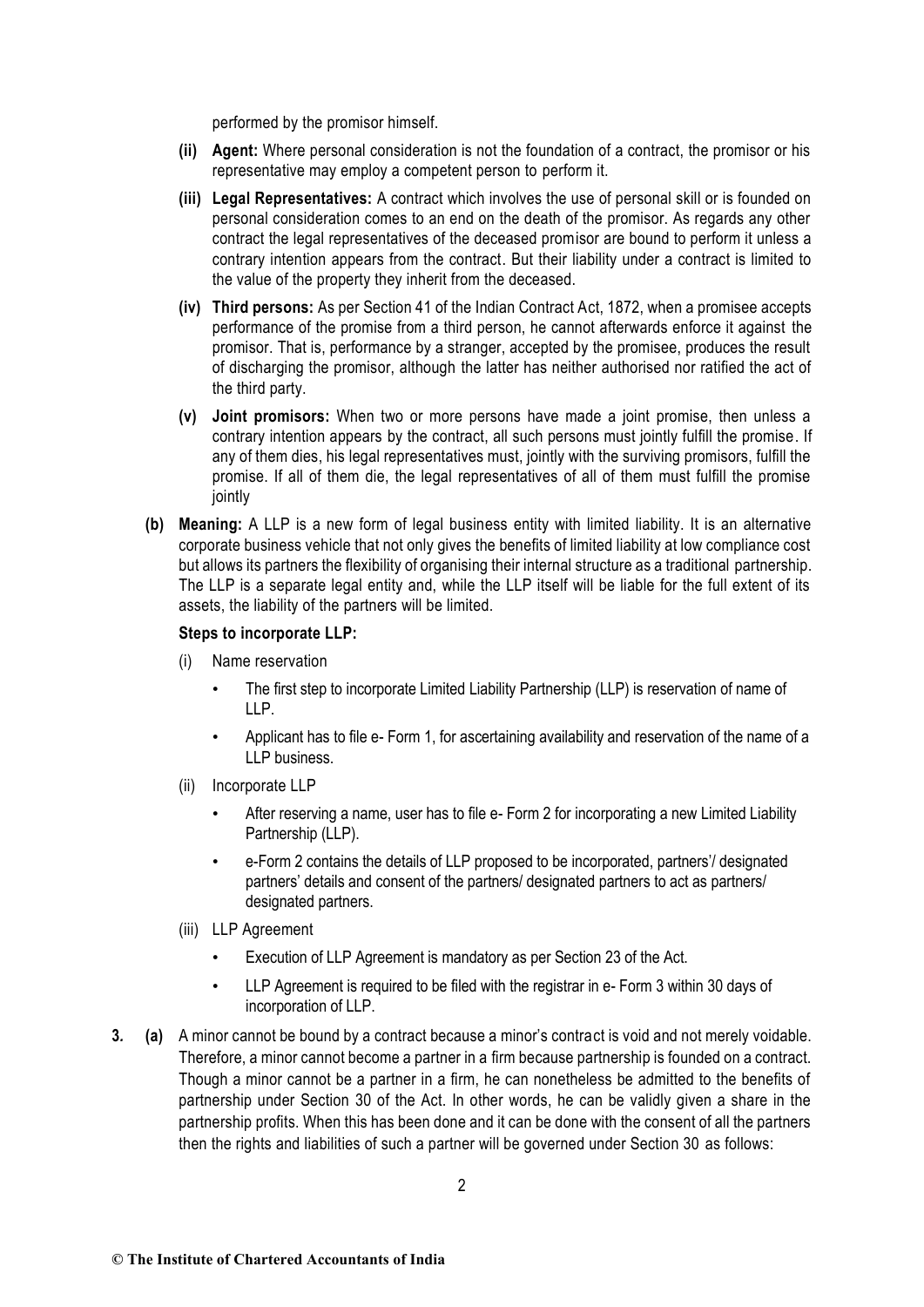performed by the promisor himself.

- **(ii) Agent:** Where personal consideration is not the foundation of a contract, the promisor or his representative may employ a competent person to perform it.
- **(iii) Legal Representatives:** A contract which involves the use of personal skill or is founded on personal consideration comes to an end on the death of the promisor. As regards any other contract the legal representatives of the deceased promisor are bound to perform it unless a contrary intention appears from the contract. But their liability under a contract is limited to the value of the property they inherit from the deceased.
- **(iv) Third persons:** As per Section 41 of the Indian Contract Act, 1872, when a promisee accepts performance of the promise from a third person, he cannot afterwards enforce it against the promisor. That is, performance by a stranger, accepted by the promisee, produces the result of discharging the promisor, although the latter has neither authorised nor ratified the act of the third party.
- **(v) Joint promisors:** When two or more persons have made a joint promise, then unless a contrary intention appears by the contract, all such persons must jointly fulfill the promise. If any of them dies, his legal representatives must, jointly with the surviving promisors, fulfill the promise. If all of them die, the legal representatives of all of them must fulfill the promise jointly

**(b) Meaning:** A LLP is a new form of legal business entity with limited liability. It is an alternative corporate business vehicle that not only gives the benefits of limited liability at low compliance cost but allows its partners the flexibility of organising their internal structure as a traditional partnership. The LLP is a separate legal entity and, while the LLP itself will be liable for the full extent of its assets, the liability of the partners will be limited.

**Steps to incorporate LLP:**

(i) Name reservation

- The first step to incorporate Limited Liability Partnership (LLP) is reservation of name of LLP.
- Applicant has to file e- Form 1, for ascertaining availability and reservation of the name of a LLP business.

(ii) Incorporate LLP

- After reserving a name, user has to file e- Form 2 for incorporating a new Limited Liability Partnership (LLP).
- e-Form 2 contains the details of LLP proposed to be incorporated, partners'/ designated partners' details and consent of the partners/ designated partners to act as partners/ designated partners.

(iii) LLP Agreement

- Execution of LLP Agreement is mandatory as per Section 23 of the Act.
- LLP Agreement is required to be filed with the registrar in e- Form 3 within 30 days of incorporation of LLP.

**3. (a)** A minor cannot be bound by a contract because a minor's contract is void and not merely voidable. Therefore, a minor cannot become a partner in a firm because partnership is founded on a contract. Though a minor cannot be a partner in a firm, he can nonetheless be admitted to the benefits of partnership under Section 30 of the Act. In other words, he can be validly given a share in the partnership profits. When this has been done and it can be done with the consent of all the partners then the rights and liabilities of such a partner will be governed under Section 30 as follows: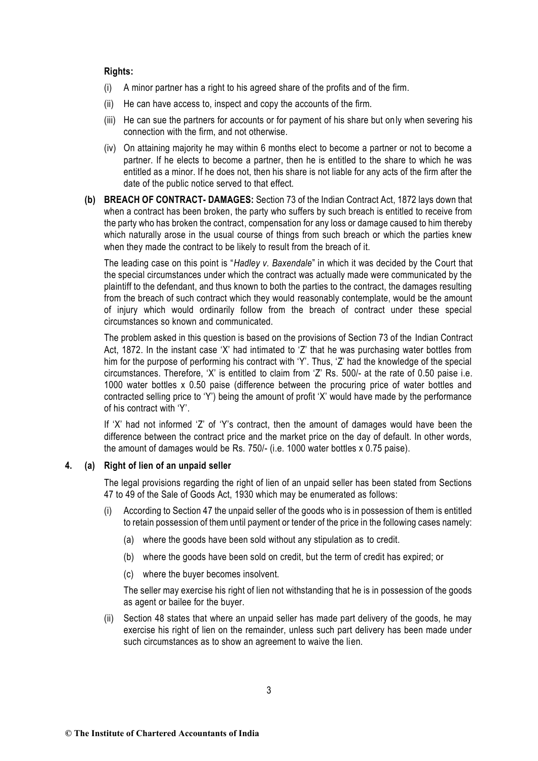**Rights:**

(i) A minor partner has a right to his agreed share of the profits and of the firm.

(ii) He can have access to, inspect and copy the accounts of the firm.

(iii) He can sue the partners for accounts or for payment of his share but only when severing his connection with the firm, and not otherwise.

(iv) On attaining majority he may within 6 months elect to become a partner or not to become a partner. If he elects to become a partner, then he is entitled to the share to which he was entitled as a minor. If he does not, then his share is not liable for any acts of the firm after the date of the public notice served to that effect.

**(b) BREACH OF CONTRACT- DAMAGES:** Section 73 of the Indian Contract Act, 1872 lays down that when a contract has been broken, the party who suffers by such breach is entitled to receive from the party who has broken the contract, compensation for any loss or damage caused to him thereby which naturally arose in the usual course of things from such breach or which the parties knew when they made the contract to be likely to result from the breach of it.

The leading case on this point is "*Hadley v. Baxendale*" in which it was decided by the Court that the special circumstances under which the contract was actually made were communicated by the plaintiff to the defendant, and thus known to both the parties to the contract, the damages resulting from the breach of such contract which they would reasonably contemplate, would be the amount of injury which would ordinarily follow from the breach of contract under these special circumstances so known and communicated.

The problem asked in this question is based on the provisions of Section 73 of the Indian Contract Act, 1872. In the instant case 'X' had intimated to 'Z' that he was purchasing water bottles from him for the purpose of performing his contract with 'Y'. Thus, 'Z' had the knowledge of the special circumstances. Therefore, 'X' is entitled to claim from 'Z' Rs. 500/- at the rate of 0.50 paise i.e. 1000 water bottles x 0.50 paise (difference between the procuring price of water bottles and contracted selling price to 'Y') being the amount of profit 'X' would have made by the performance of his contract with 'Y'.

If 'X' had not informed 'Z' of 'Y's contract, then the amount of damages would have been the difference between the contract price and the market price on the day of default. In other words, the amount of damages would be Rs. 750/- (i.e. 1000 water bottles x 0.75 paise).

**4. (a) Right of lien of an unpaid seller**

The legal provisions regarding the right of lien of an unpaid seller has been stated from Sections 47 to 49 of the Sale of Goods Act, 1930 which may be enumerated as follows:

(i) According to Section 47 the unpaid seller of the goods who is in possession of them is entitled to retain possession of them until payment or tender of the price in the following cases namely:

  (a) where the goods have been sold without any stipulation as to credit.

  (b) where the goods have been sold on credit, but the term of credit has expired; or

  (c) where the buyer becomes insolvent.

  The seller may exercise his right of lien not withstanding that he is in possession of the goods as agent or bailee for the buyer.

(ii) Section 48 states that where an unpaid seller has made part delivery of the goods, he may exercise his right of lien on the remainder, unless such part delivery has been made under such circumstances as to show an agreement to waive the lien.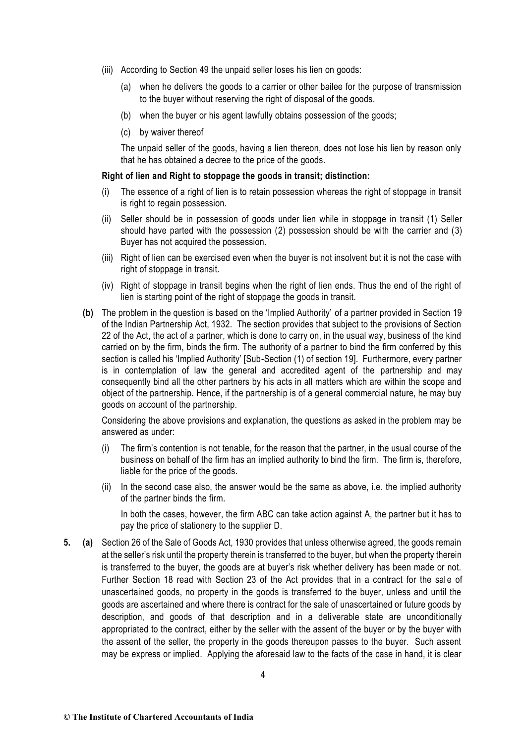(iii) According to Section 49 the unpaid seller loses his lien on goods:

(a) when he delivers the goods to a carrier or other bailee for the purpose of transmission to the buyer without reserving the right of disposal of the goods.

(b) when the buyer or his agent lawfully obtains possession of the goods;

(c) by waiver thereof

The unpaid seller of the goods, having a lien thereon, does not lose his lien by reason only that he has obtained a decree to the price of the goods.

**Right of lien and Right to stoppage the goods in transit; distinction:**

(i) The essence of a right of lien is to retain possession whereas the right of stoppage in transit is right to regain possession.

(ii) Seller should be in possession of goods under lien while in stoppage in transit (1) Seller should have parted with the possession (2) possession should be with the carrier and (3) Buyer has not acquired the possession.

(iii) Right of lien can be exercised even when the buyer is not insolvent but it is not the case with right of stoppage in transit.

(iv) Right of stoppage in transit begins when the right of lien ends. Thus the end of the right of lien is starting point of the right of stoppage the goods in transit.

**(b)** The problem in the question is based on the 'Implied Authority' of a partner provided in Section 19 of the Indian Partnership Act, 1932. The section provides that subject to the provisions of Section 22 of the Act, the act of a partner, which is done to carry on, in the usual way, business of the kind carried on by the firm, binds the firm. The authority of a partner to bind the firm conferred by this section is called his 'Implied Authority' [Sub-Section (1) of section 19]. Furthermore, every partner is in contemplation of law the general and accredited agent of the partnership and may consequently bind all the other partners by his acts in all matters which are within the scope and object of the partnership. Hence, if the partnership is of a general commercial nature, he may buy goods on account of the partnership.

Considering the above provisions and explanation, the questions as asked in the problem may be answered as under:

(i) The firm's contention is not tenable, for the reason that the partner, in the usual course of the business on behalf of the firm has an implied authority to bind the firm. The firm is, therefore, liable for the price of the goods.

(ii) In the second case also, the answer would be the same as above, i.e. the implied authority of the partner binds the firm.

In both the cases, however, the firm ABC can take action against A, the partner but it has to pay the price of stationery to the supplier D.

**5. (a)** Section 26 of the Sale of Goods Act, 1930 provides that unless otherwise agreed, the goods remain at the seller's risk until the property therein is transferred to the buyer, but when the property therein is transferred to the buyer, the goods are at buyer's risk whether delivery has been made or not. Further Section 18 read with Section 23 of the Act provides that in a contract for the sale of unascertained goods, no property in the goods is transferred to the buyer, unless and until the goods are ascertained and where there is contract for the sale of unascertained or future goods by description, and goods of that description and in a deliverable state are unconditionally appropriated to the contract, either by the seller with the assent of the buyer or by the buyer with the assent of the seller, the property in the goods thereupon passes to the buyer. Such assent may be express or implied. Applying the aforesaid law to the facts of the case in hand, it is clear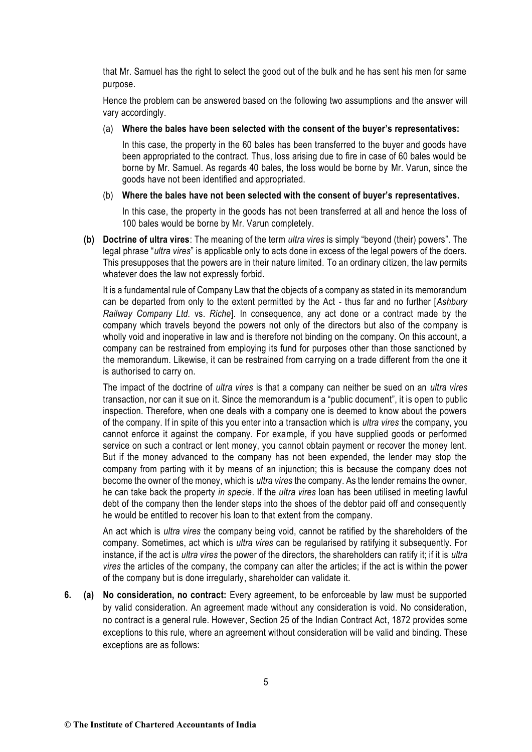that Mr. Samuel has the right to select the good out of the bulk and he has sent his men for same purpose.

Hence the problem can be answered based on the following two assumptions and the answer will vary accordingly.

(a) **Where the bales have been selected with the consent of the buyer's representatives:**

In this case, the property in the 60 bales has been transferred to the buyer and goods have been appropriated to the contract. Thus, loss arising due to fire in case of 60 bales would be borne by Mr. Samuel. As regards 40 bales, the loss would be borne by Mr. Varun, since the goods have not been identified and appropriated.

(b) **Where the bales have not been selected with the consent of buyer's representatives.**

In this case, the property in the goods has not been transferred at all and hence the loss of 100 bales would be borne by Mr. Varun completely.

**(b) Doctrine of ultra vires**: The meaning of the term *ultra vires* is simply "beyond (their) powers". The legal phrase "*ultra vires*" is applicable only to acts done in excess of the legal powers of the doers. This presupposes that the powers are in their nature limited. To an ordinary citizen, the law permits whatever does the law not expressly forbid.

It is a fundamental rule of Company Law that the objects of a company as stated in its memorandum can be departed from only to the extent permitted by the Act - thus far and no further [*Ashbury Railway Company Ltd.* vs. *Riche*]. In consequence, any act done or a contract made by the company which travels beyond the powers not only of the directors but also of the company is wholly void and inoperative in law and is therefore not binding on the company. On this account, a company can be restrained from employing its fund for purposes other than those sanctioned by the memorandum. Likewise, it can be restrained from carrying on a trade different from the one it is authorised to carry on.

The impact of the doctrine of *ultra vires* is that a company can neither be sued on an *ultra vires* transaction, nor can it sue on it. Since the memorandum is a "public document", it is open to public inspection. Therefore, when one deals with a company one is deemed to know about the powers of the company. If in spite of this you enter into a transaction which is *ultra vires* the company, you cannot enforce it against the company. For example, if you have supplied goods or performed service on such a contract or lent money, you cannot obtain payment or recover the money lent. But if the money advanced to the company has not been expended, the lender may stop the company from parting with it by means of an injunction; this is because the company does not become the owner of the money, which is *ultra vires* the company. As the lender remains the owner, he can take back the property *in specie*. If the *ultra vires* loan has been utilised in meeting lawful debt of the company then the lender steps into the shoes of the debtor paid off and consequently he would be entitled to recover his loan to that extent from the company.

An act which is *ultra vires* the company being void, cannot be ratified by the shareholders of the company. Sometimes, act which is *ultra vires* can be regularised by ratifying it subsequently. For instance, if the act is *ultra vires* the power of the directors, the shareholders can ratify it; if it is *ultra vires* the articles of the company, the company can alter the articles; if the act is within the power of the company but is done irregularly, shareholder can validate it.

**6. (a) No consideration, no contract:** Every agreement, to be enforceable by law must be supported by valid consideration. An agreement made without any consideration is void. No consideration, no contract is a general rule. However, Section 25 of the Indian Contract Act, 1872 provides some exceptions to this rule, where an agreement without consideration will be valid and binding. These exceptions are as follows: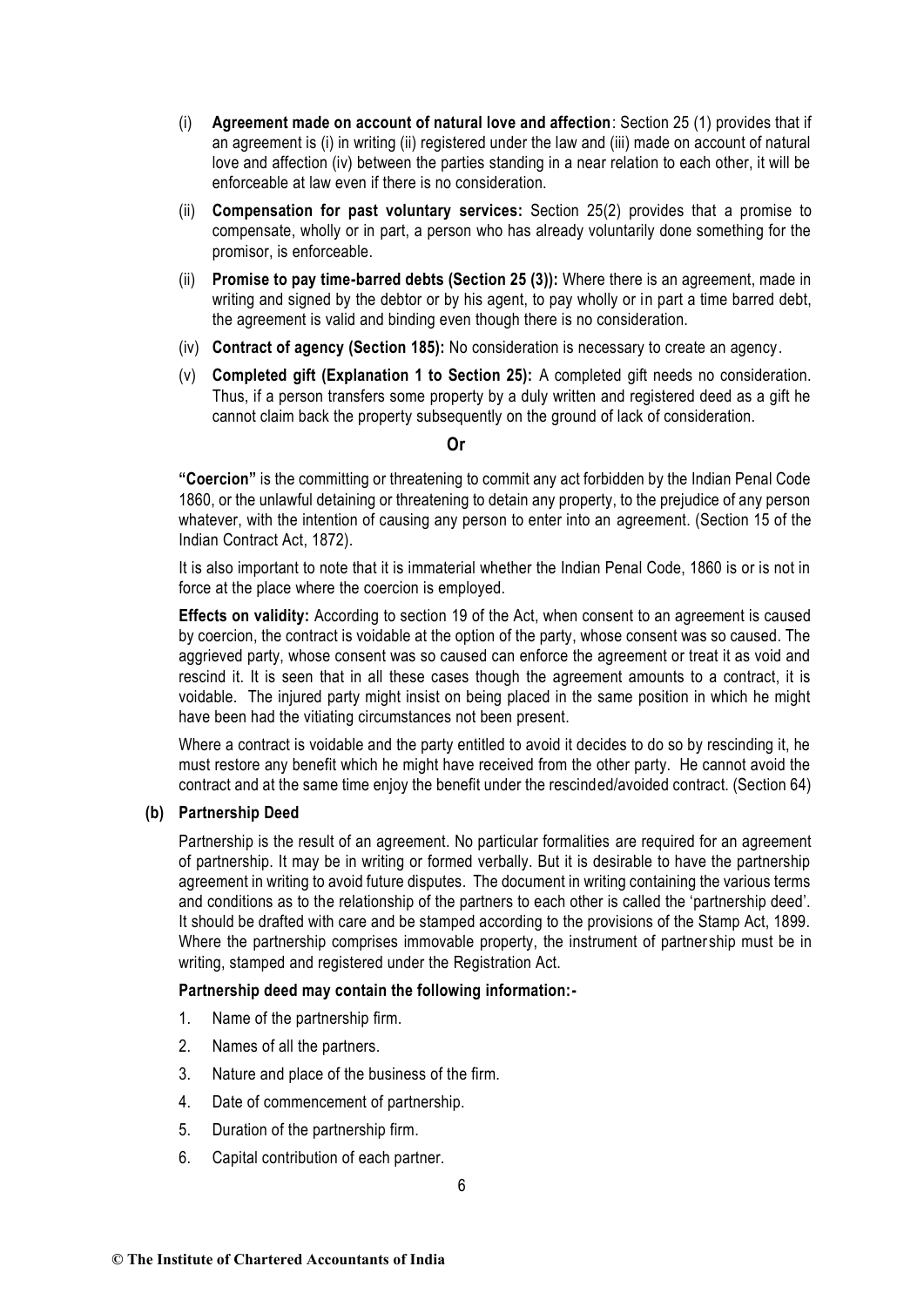(i) **Agreement made on account of natural love and affection**: Section 25 (1) provides that if an agreement is (i) in writing (ii) registered under the law and (iii) made on account of natural love and affection (iv) between the parties standing in a near relation to each other, it will be enforceable at law even if there is no consideration.

(ii) **Compensation for past voluntary services:** Section 25(2) provides that a promise to compensate, wholly or in part, a person who has already voluntarily done something for the promisor, is enforceable.

(ii) **Promise to pay time-barred debts (Section 25 (3)):** Where there is an agreement, made in writing and signed by the debtor or by his agent, to pay wholly or in part a time barred debt, the agreement is valid and binding even though there is no consideration.

(iv) **Contract of agency (Section 185):** No consideration is necessary to create an agency.

(v) **Completed gift (Explanation 1 to Section 25):** A completed gift needs no consideration. Thus, if a person transfers some property by a duly written and registered deed as a gift he cannot claim back the property subsequently on the ground of lack of consideration.

**Or**

**"Coercion"** is the committing or threatening to commit any act forbidden by the Indian Penal Code 1860, or the unlawful detaining or threatening to detain any property, to the prejudice of any person whatever, with the intention of causing any person to enter into an agreement. (Section 15 of the Indian Contract Act, 1872).

It is also important to note that it is immaterial whether the Indian Penal Code, 1860 is or is not in force at the place where the coercion is employed.

**Effects on validity:** According to section 19 of the Act, when consent to an agreement is caused by coercion, the contract is voidable at the option of the party, whose consent was so caused. The aggrieved party, whose consent was so caused can enforce the agreement or treat it as void and rescind it. It is seen that in all these cases though the agreement amounts to a contract, it is voidable. The injured party might insist on being placed in the same position in which he might have been had the vitiating circumstances not been present.

Where a contract is voidable and the party entitled to avoid it decides to do so by rescinding it, he must restore any benefit which he might have received from the other party. He cannot avoid the contract and at the same time enjoy the benefit under the rescinded/avoided contract. (Section 64)

**(b) Partnership Deed**

Partnership is the result of an agreement. No particular formalities are required for an agreement of partnership. It may be in writing or formed verbally. But it is desirable to have the partnership agreement in writing to avoid future disputes. The document in writing containing the various terms and conditions as to the relationship of the partners to each other is called the 'partnership deed'. It should be drafted with care and be stamped according to the provisions of the Stamp Act, 1899. Where the partnership comprises immovable property, the instrument of partnership must be in writing, stamped and registered under the Registration Act.

**Partnership deed may contain the following information:-**

1. Name of the partnership firm.
2. Names of all the partners.
3. Nature and place of the business of the firm.
4. Date of commencement of partnership.
5. Duration of the partnership firm.
6. Capital contribution of each partner.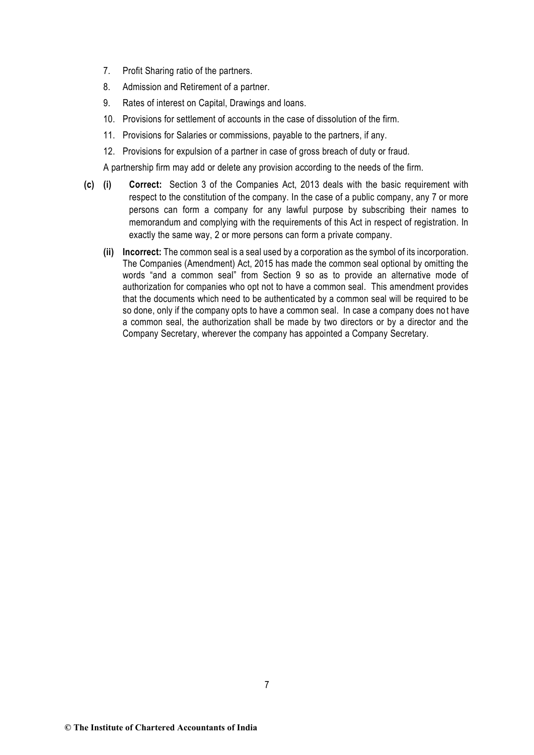7. Profit Sharing ratio of the partners.
8. Admission and Retirement of a partner.
9. Rates of interest on Capital, Drawings and loans.
10. Provisions for settlement of accounts in the case of dissolution of the firm.
11. Provisions for Salaries or commissions, payable to the partners, if any.
12. Provisions for expulsion of a partner in case of gross breach of duty or fraud.

A partnership firm may add or delete any provision according to the needs of the firm.

**(c)** **(i)** **Correct:** Section 3 of the Companies Act, 2013 deals with the basic requirement with respect to the constitution of the company. In the case of a public company, any 7 or more persons can form a company for any lawful purpose by subscribing their names to memorandum and complying with the requirements of this Act in respect of registration. In exactly the same way, 2 or more persons can form a private company.

**(ii)** **Incorrect:** The common seal is a seal used by a corporation as the symbol of its incorporation. The Companies (Amendment) Act, 2015 has made the common seal optional by omitting the words "and a common seal" from Section 9 so as to provide an alternative mode of authorization for companies who opt not to have a common seal. This amendment provides that the documents which need to be authenticated by a common seal will be required to be so done, only if the company opts to have a common seal. In case a company does not have a common seal, the authorization shall be made by two directors or by a director and the Company Secretary, wherever the company has appointed a Company Secretary.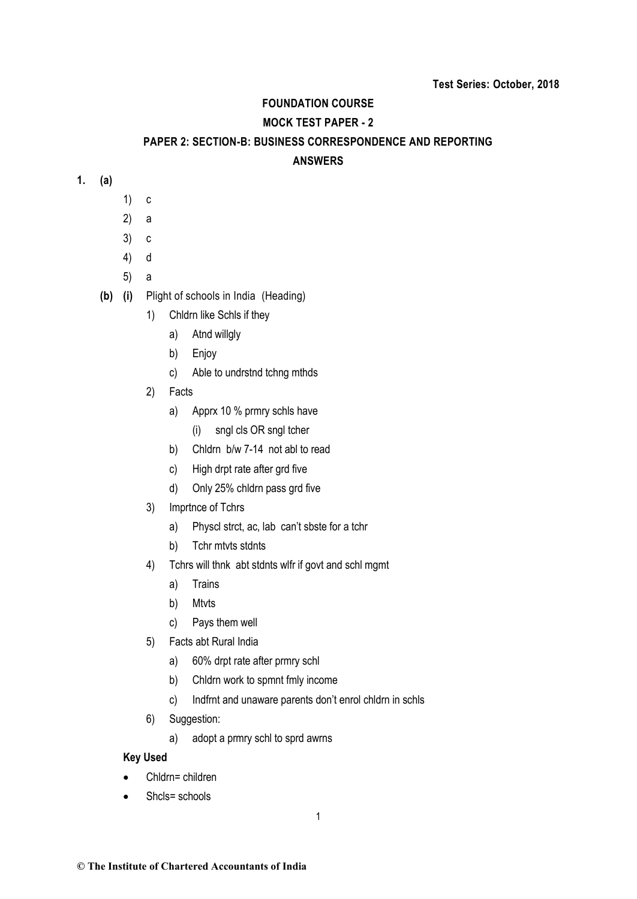Test Series: October, 2018

**FOUNDATION COURSE**

**MOCK TEST PAPER - 2**

**PAPER 2: SECTION-B: BUSINESS CORRESPONDENCE AND REPORTING**

**ANSWERS**

**1. (a)**

1) c
2) a
3) c
4) d
5) a

**(b) (i)** Plight of schools in India (Heading)

1) Chldrn like Schls if they
   a) Atnd willgly
   b) Enjoy
   c) Able to undrstnd tchng mthds
2) Facts
   a) Apprx 10 % prmry schls have
      (i) sngl cls OR sngl tcher
   b) Chldrn b/w 7-14 not abl to read
   c) High drpt rate after grd five
   d) Only 25% chldrn pass grd five
3) Imprtnce of Tchrs
   a) Physcl strct, ac, lab can't sbste for a tchr
   b) Tchr mtvts stdnts
4) Tchrs will thnk abt stdnts wlfr if govt and schl mgmt
   a) Trains
   b) Mtvts
   c) Pays them well
5) Facts abt Rural India
   a) 60% drpt rate after prmry schl
   b) Chldrn work to spmnt fmly income
   c) Indfrnt and unaware parents don't enrol chldrn in schls
6) Suggestion:
   a) adopt a prmry schl to sprd awrns

**Key Used**

- Chldrn= children
- Shcls= schools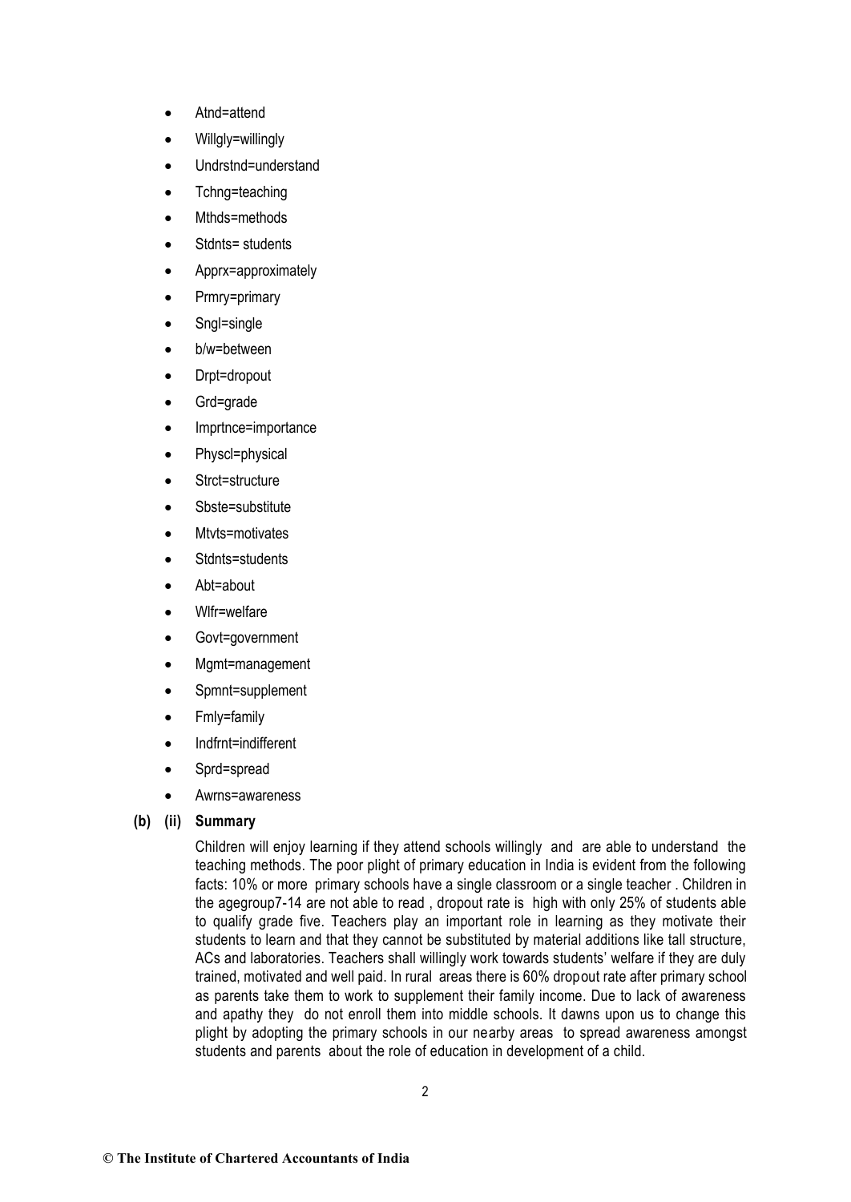- Atnd=attend
- Willgly=willingly
- Undrstnd=understand
- Tchng=teaching
- Mthds=methods
- Stdnts= students
- Apprx=approximately
- Prmry=primary
- Sngl=single
- b/w=between
- Drpt=dropout
- Grd=grade
- Imprtnce=importance
- Physcl=physical
- Strct=structure
- Sbste=substitute
- Mtvts=motivates
- Stdnts=students
- Abt=about
- Wlfr=welfare
- Govt=government
- Mgmt=management
- Spmnt=supplement
- Fmly=family
- Indfrnt=indifferent
- Sprd=spread
- Awrns=awareness

**(b) (ii) Summary**

Children will enjoy learning if they attend schools willingly and are able to understand the teaching methods. The poor plight of primary education in India is evident from the following facts: 10% or more primary schools have a single classroom or a single teacher . Children in the agegroup7-14 are not able to read , dropout rate is high with only 25% of students able to qualify grade five. Teachers play an important role in learning as they motivate their students to learn and that they cannot be substituted by material additions like tall structure, ACs and laboratories. Teachers shall willingly work towards students' welfare if they are duly trained, motivated and well paid. In rural areas there is 60% dropout rate after primary school as parents take them to work to supplement their family income. Due to lack of awareness and apathy they do not enroll them into middle schools. It dawns upon us to change this plight by adopting the primary schools in our nearby areas to spread awareness amongst students and parents about the role of education in development of a child.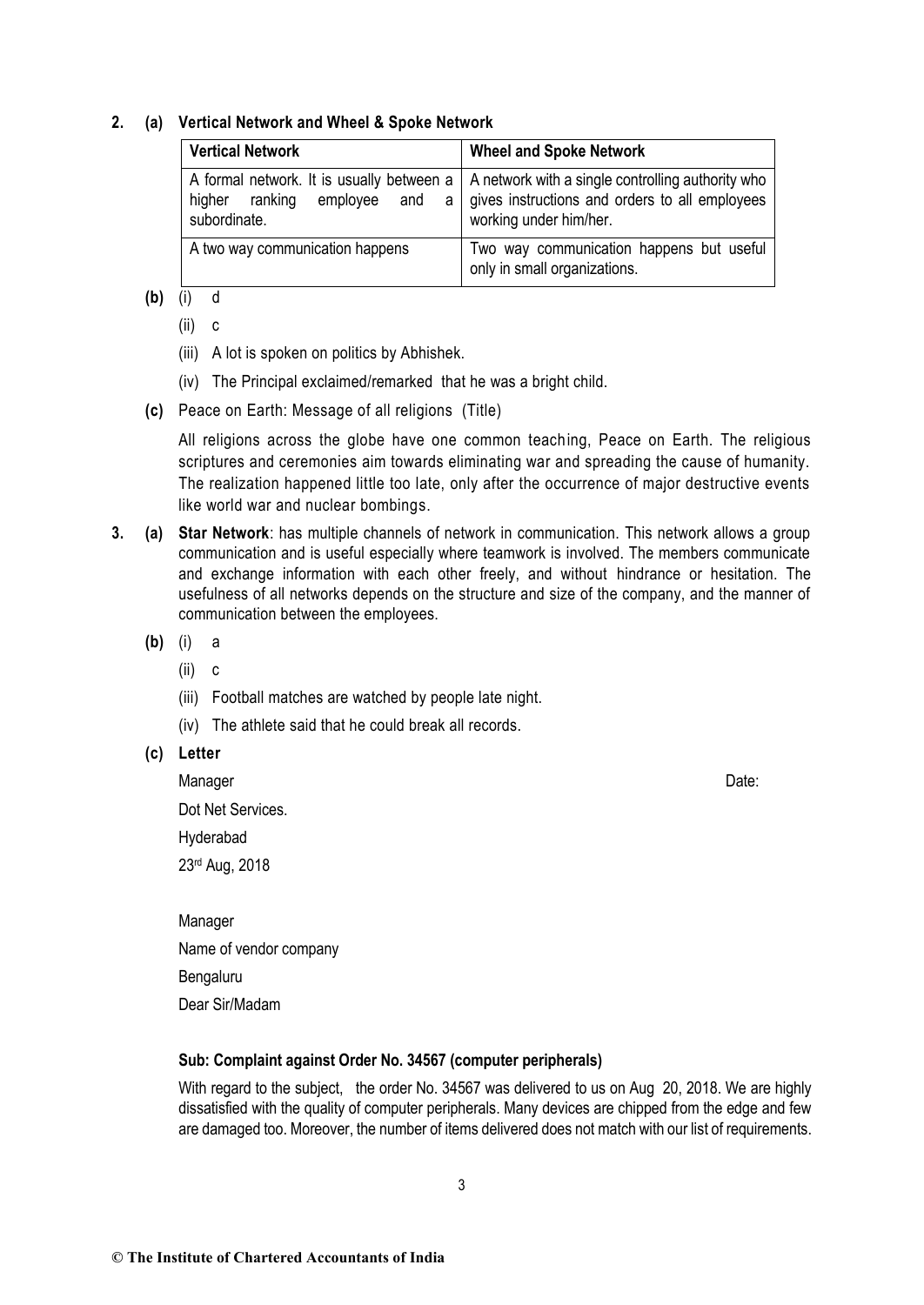**2. (a) Vertical Network and Wheel & Spoke Network**

| Vertical Network | Wheel and Spoke Network |
|---|---|
| A formal network. It is usually between a higher ranking employee and a subordinate. | A network with a single controlling authority who gives instructions and orders to all employees working under him/her. |
| A two way communication happens | Two way communication happens but useful only in small organizations. |

**(b)** (i) d

(ii) c

(iii) A lot is spoken on politics by Abhishek.

(iv) The Principal exclaimed/remarked that he was a bright child.

**(c)** Peace on Earth: Message of all religions (Title)

All religions across the globe have one common teaching, Peace on Earth. The religious scriptures and ceremonies aim towards eliminating war and spreading the cause of humanity. The realization happened little too late, only after the occurrence of major destructive events like world war and nuclear bombings.

**3. (a) Star Network**: has multiple channels of network in communication. This network allows a group communication and is useful especially where teamwork is involved. The members communicate and exchange information with each other freely, and without hindrance or hesitation. The usefulness of all networks depends on the structure and size of the company, and the manner of communication between the employees.

**(b)** (i) a

(ii) c

(iii) Football matches are watched by people late night.

(iv) The athlete said that he could break all records.

**(c) Letter**

Manager Date:

Dot Net Services.

Hyderabad

23rd Aug, 2018

Manager

Name of vendor company

Bengaluru

Dear Sir/Madam

**Sub: Complaint against Order No. 34567 (computer peripherals)**

With regard to the subject, the order No. 34567 was delivered to us on Aug 20, 2018. We are highly dissatisfied with the quality of computer peripherals. Many devices are chipped from the edge and few are damaged too. Moreover, the number of items delivered does not match with our list of requirements.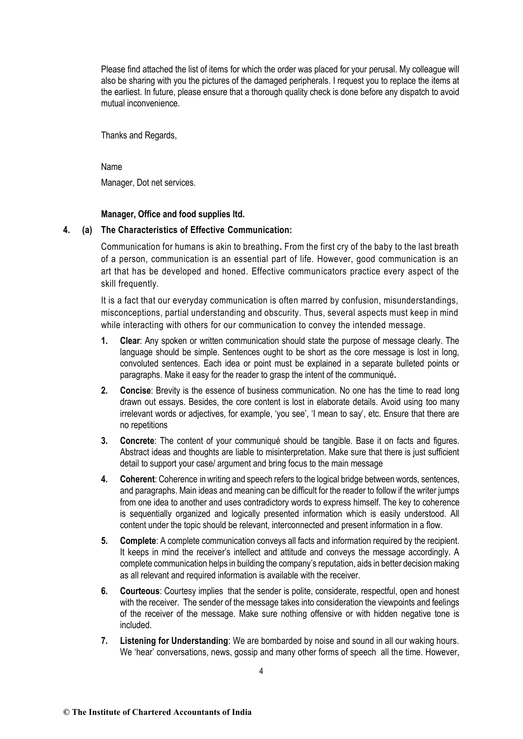Please find attached the list of items for which the order was placed for your perusal. My colleague will also be sharing with you the pictures of the damaged peripherals. I request you to replace the items at the earliest. In future, please ensure that a thorough quality check is done before any dispatch to avoid mutual inconvenience.

Thanks and Regards,

Name

Manager, Dot net services.

**Manager, Office and food supplies ltd.**

**4. (a) The Characteristics of Effective Communication:**

Communication for humans is akin to breathing**.** From the first cry of the baby to the last breath of a person, communication is an essential part of life. However, good communication is an art that has be developed and honed. Effective communicators practice every aspect of the skill frequently.

It is a fact that our everyday communication is often marred by confusion, misunderstandings, misconceptions, partial understanding and obscurity. Thus, several aspects must keep in mind while interacting with others for our communication to convey the intended message.

1. **Clear**: Any spoken or written communication should state the purpose of message clearly. The language should be simple. Sentences ought to be short as the core message is lost in long, convoluted sentences. Each idea or point must be explained in a separate bulleted points or paragraphs. Make it easy for the reader to grasp the intent of the communiqué**.**
2. **Concise**: Brevity is the essence of business communication. No one has the time to read long drawn out essays. Besides, the core content is lost in elaborate details. Avoid using too many irrelevant words or adjectives, for example, 'you see', 'I mean to say', etc. Ensure that there are no repetitions
3. **Concrete**: The content of your communiqué should be tangible. Base it on facts and figures. Abstract ideas and thoughts are liable to misinterpretation. Make sure that there is just sufficient detail to support your case/ argument and bring focus to the main message
4. **Coherent**: Coherence in writing and speech refers to the logical bridge between words, sentences, and paragraphs. Main ideas and meaning can be difficult for the reader to follow if the writer jumps from one idea to another and uses contradictory words to express himself. The key to coherence is sequentially organized and logically presented information which is easily understood. All content under the topic should be relevant, interconnected and present information in a flow.
5. **Complete**: A complete communication conveys all facts and information required by the recipient. It keeps in mind the receiver's intellect and attitude and conveys the message accordingly. A complete communication helps in building the company's reputation, aids in better decision making as all relevant and required information is available with the receiver.
6. **Courteous**: Courtesy implies that the sender is polite, considerate, respectful, open and honest with the receiver. The sender of the message takes into consideration the viewpoints and feelings of the receiver of the message. Make sure nothing offensive or with hidden negative tone is included.
7. **Listening for Understanding**: We are bombarded by noise and sound in all our waking hours. We 'hear' conversations, news, gossip and many other forms of speech all the time. However,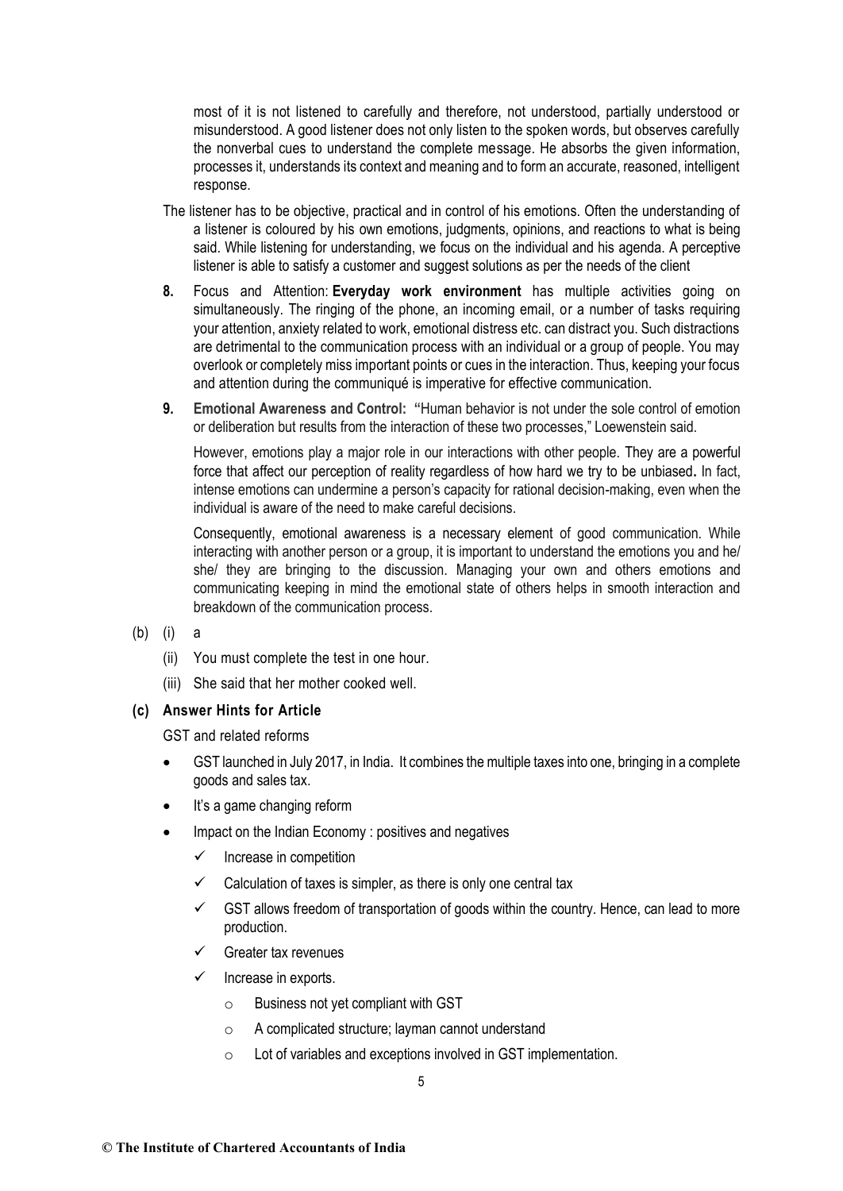most of it is not listened to carefully and therefore, not understood, partially understood or misunderstood. A good listener does not only listen to the spoken words, but observes carefully the nonverbal cues to understand the complete message. He absorbs the given information, processes it, understands its context and meaning and to form an accurate, reasoned, intelligent response.

The listener has to be objective, practical and in control of his emotions. Often the understanding of a listener is coloured by his own emotions, judgments, opinions, and reactions to what is being said. While listening for understanding, we focus on the individual and his agenda. A perceptive listener is able to satisfy a customer and suggest solutions as per the needs of the client

**8.** Focus and Attention: **Everyday work environment** has multiple activities going on simultaneously. The ringing of the phone, an incoming email, or a number of tasks requiring your attention, anxiety related to work, emotional distress etc. can distract you. Such distractions are detrimental to the communication process with an individual or a group of people. You may overlook or completely miss important points or cues in the interaction. Thus, keeping your focus and attention during the communiqué is imperative for effective communication.

**9. Emotional Awareness and Control:** "Human behavior is not under the sole control of emotion or deliberation but results from the interaction of these two processes," Loewenstein said.

However, emotions play a major role in our interactions with other people. They are a powerful force that affect our perception of reality regardless of how hard we try to be unbiased**.** In fact, intense emotions can undermine a person's capacity for rational decision-making, even when the individual is aware of the need to make careful decisions.

Consequently, emotional awareness is a necessary element of good communication. While interacting with another person or a group, it is important to understand the emotions you and he/ she/ they are bringing to the discussion. Managing your own and others emotions and communicating keeping in mind the emotional state of others helps in smooth interaction and breakdown of the communication process.

(b) (i) a

(ii) You must complete the test in one hour.

(iii) She said that her mother cooked well.

**(c) Answer Hints for Article**

GST and related reforms

- GST launched in July 2017, in India. It combines the multiple taxes into one, bringing in a complete goods and sales tax.
- It's a game changing reform
- Impact on the Indian Economy : positives and negatives
  - ✓ Increase in competition
  - ✓ Calculation of taxes is simpler, as there is only one central tax
  - ✓ GST allows freedom of transportation of goods within the country. Hence, can lead to more production.
  - ✓ Greater tax revenues
  - ✓ Increase in exports.
    - Business not yet compliant with GST
    - A complicated structure; layman cannot understand
    - Lot of variables and exceptions involved in GST implementation.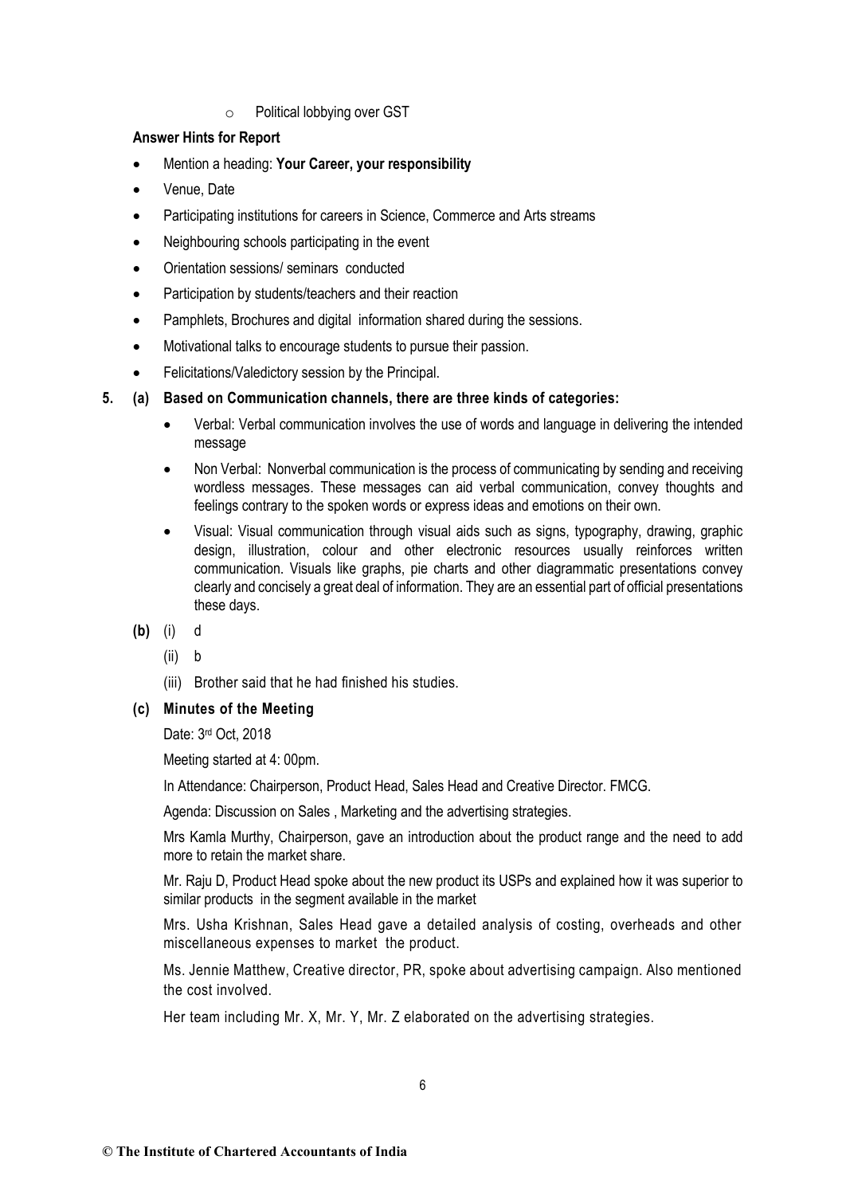- Political lobbying over GST

**Answer Hints for Report**

- Mention a heading: **Your Career, your responsibility**
- Venue, Date
- Participating institutions for careers in Science, Commerce and Arts streams
- Neighbouring schools participating in the event
- Orientation sessions/ seminars conducted
- Participation by students/teachers and their reaction
- Pamphlets, Brochures and digital information shared during the sessions.
- Motivational talks to encourage students to pursue their passion.
- Felicitations/Valedictory session by the Principal.

**5. (a) Based on Communication channels, there are three kinds of categories:**

- Verbal: Verbal communication involves the use of words and language in delivering the intended message
- Non Verbal: Nonverbal communication is the process of communicating by sending and receiving wordless messages. These messages can aid verbal communication, convey thoughts and feelings contrary to the spoken words or express ideas and emotions on their own.
- Visual: Visual communication through visual aids such as signs, typography, drawing, graphic design, illustration, colour and other electronic resources usually reinforces written communication. Visuals like graphs, pie charts and other diagrammatic presentations convey clearly and concisely a great deal of information. They are an essential part of official presentations these days.

**(b)** (i) d

(ii) b

(iii) Brother said that he had finished his studies.

**(c) Minutes of the Meeting**

Date: 3rd Oct, 2018

Meeting started at 4: 00pm.

In Attendance: Chairperson, Product Head, Sales Head and Creative Director. FMCG.

Agenda: Discussion on Sales , Marketing and the advertising strategies.

Mrs Kamla Murthy, Chairperson, gave an introduction about the product range and the need to add more to retain the market share.

Mr. Raju D, Product Head spoke about the new product its USPs and explained how it was superior to similar products in the segment available in the market

Mrs. Usha Krishnan, Sales Head gave a detailed analysis of costing, overheads and other miscellaneous expenses to market the product.

Ms. Jennie Matthew, Creative director, PR, spoke about advertising campaign. Also mentioned the cost involved.

Her team including Mr. X, Mr. Y, Mr. Z elaborated on the advertising strategies.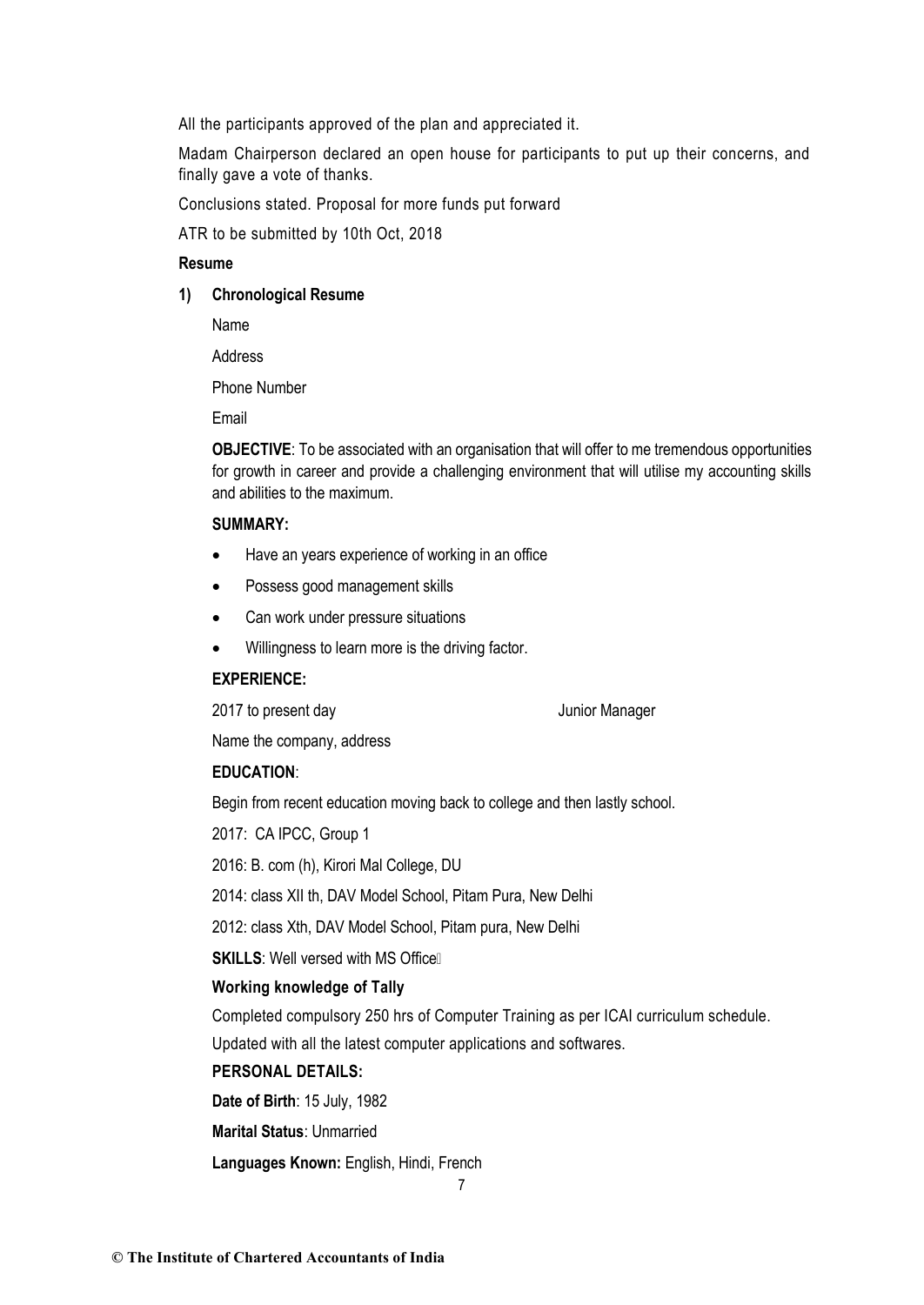All the participants approved of the plan and appreciated it.

Madam Chairperson declared an open house for participants to put up their concerns, and finally gave a vote of thanks.

Conclusions stated. Proposal for more funds put forward

ATR to be submitted by 10th Oct, 2018

**Resume**

**1) Chronological Resume**

Name

Address

Phone Number

Email

**OBJECTIVE**: To be associated with an organisation that will offer to me tremendous opportunities for growth in career and provide a challenging environment that will utilise my accounting skills and abilities to the maximum.

**SUMMARY:**

- Have an years experience of working in an office
- Possess good management skills
- Can work under pressure situations
- Willingness to learn more is the driving factor.

**EXPERIENCE:**

2017 to present day Junior Manager

Name the company, address

**EDUCATION**:

Begin from recent education moving back to college and then lastly school.

2017: CA IPCC, Group 1

2016: B. com (h), Kirori Mal College, DU

2014: class XII th, DAV Model School, Pitam Pura, New Delhi

2012: class Xth, DAV Model School, Pitam pura, New Delhi

**SKILLS**: Well versed with MS Office

**Working knowledge of Tally**

Completed compulsory 250 hrs of Computer Training as per ICAI curriculum schedule.

Updated with all the latest computer applications and softwares.

**PERSONAL DETAILS:**

**Date of Birth**: 15 July, 1982

**Marital Status**: Unmarried

**Languages Known:** English, Hindi, French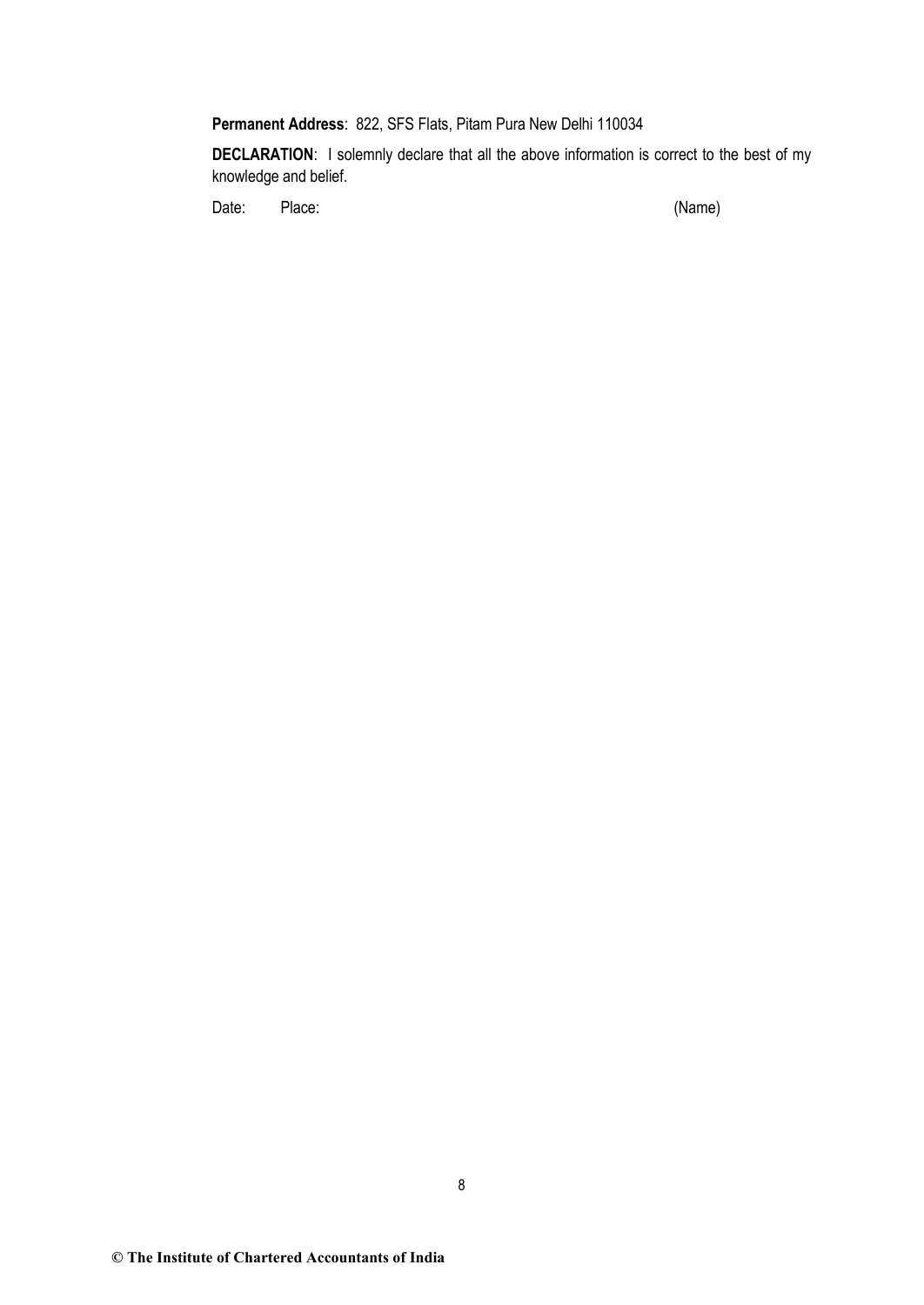**Permanent Address**: 822, SFS Flats, Pitam Pura New Delhi 110034

**DECLARATION**: I solemnly declare that all the above information is correct to the best of my knowledge and belief.

Date: Place: (Name)